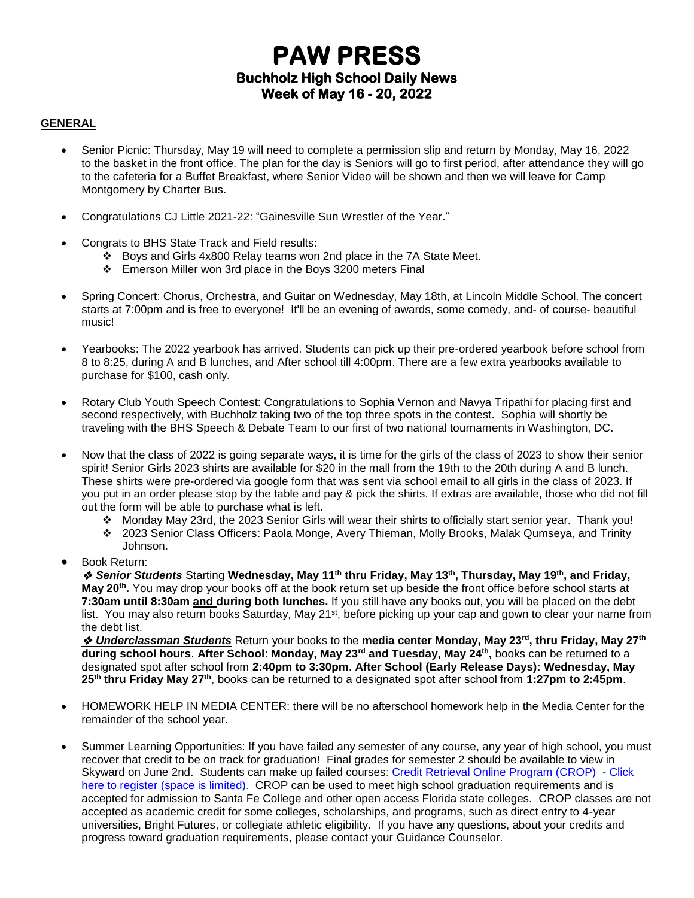# PAW PRESS

## Buchholz High School Daily News

## Week of May 16 - 20, 2022

**GENERAL**

- Senior Picnic: Thursday, May 19 will need to complete a permission slip and return by Monday, May 16, 2022 to the basket in the front office. The plan for the day is Seniors will go to first period, after attendance they will go to the cafeteria for a Buffet Breakfast, where Senior Video will be shown and then we will leave for Camp Montgomery by Charter Bus.

- Congratulations CJ Little 2021-22: "Gainesville Sun Wrestler of the Year."

- Congrats to BHS State Track and Field results:
  - ❖ Boys and Girls 4x800 Relay teams won 2nd place in the 7A State Meet.
  - ❖ Emerson Miller won 3rd place in the Boys 3200 meters Final

- Spring Concert: Chorus, Orchestra, and Guitar on Wednesday, May 18th, at Lincoln Middle School. The concert starts at 7:00pm and is free to everyone! It'll be an evening of awards, some comedy, and- of course- beautiful music!

- Yearbooks: The 2022 yearbook has arrived. Students can pick up their pre-ordered yearbook before school from 8 to 8:25, during A and B lunches, and After school till 4:00pm. There are a few extra yearbooks available to purchase for $100, cash only.

- Rotary Club Youth Speech Contest: Congratulations to Sophia Vernon and Navya Tripathi for placing first and second respectively, with Buchholz taking two of the top three spots in the contest. Sophia will shortly be traveling with the BHS Speech & Debate Team to our first of two national tournaments in Washington, DC.

- Now that the class of 2022 is going separate ways, it is time for the girls of the class of 2023 to show their senior spirit! Senior Girls 2023 shirts are available for $20 in the mall from the 19th to the 20th during A and B lunch. These shirts were pre-ordered via google form that was sent via school email to all girls in the class of 2023. If you put in an order please stop by the table and pay & pick the shirts. If extras are available, those who did not fill out the form will be able to purchase what is left.
  - ❖ Monday May 23rd, the 2023 Senior Girls will wear their shirts to officially start senior year. Thank you!
  - ❖ 2023 Senior Class Officers: Paola Monge, Avery Thieman, Molly Brooks, Malak Qumseya, and Trinity Johnson.

- Book Return:

  ***❖ <u>Senior Students</u>*** Starting **Wednesday, May 11th thru Friday, May 13th, Thursday, May 19th, and Friday, May 20th.** You may drop your books off at the book return set up beside the front office before school starts at **7:30am until 8:30am <u>and</u> during both lunches.** If you still have any books out, you will be placed on the debt list. You may also return books Saturday, May 21st, before picking up your cap and gown to clear your name from the debt list.

  ***❖ <u>Underclassman Students</u>*** Return your books to the **media center Monday, May 23rd, thru Friday, May 27th during school hours**. **After School**: **Monday, May 23rd and Tuesday, May 24th,** books can be returned to a designated spot after school from **2:40pm to 3:30pm**. **After School (Early Release Days): Wednesday, May 25th thru Friday May 27th**, books can be returned to a designated spot after school from **1:27pm to 2:45pm**.

- HOMEWORK HELP IN MEDIA CENTER: there will be no afterschool homework help in the Media Center for the remainder of the school year.

- Summer Learning Opportunities: If you have failed any semester of any course, any year of high school, you must recover that credit to be on track for graduation! Final grades for semester 2 should be available to view in Skyward on June 2nd. Students can make up failed courses: Credit Retrieval Online Program (CROP) - Click here to register (space is limited). CROP can be used to meet high school graduation requirements and is accepted for admission to Santa Fe College and other open access Florida state colleges. CROP classes are not accepted as academic credit for some colleges, scholarships, and programs, such as direct entry to 4-year universities, Bright Futures, or collegiate athletic eligibility. If you have any questions, about your credits and progress toward graduation requirements, please contact your Guidance Counselor.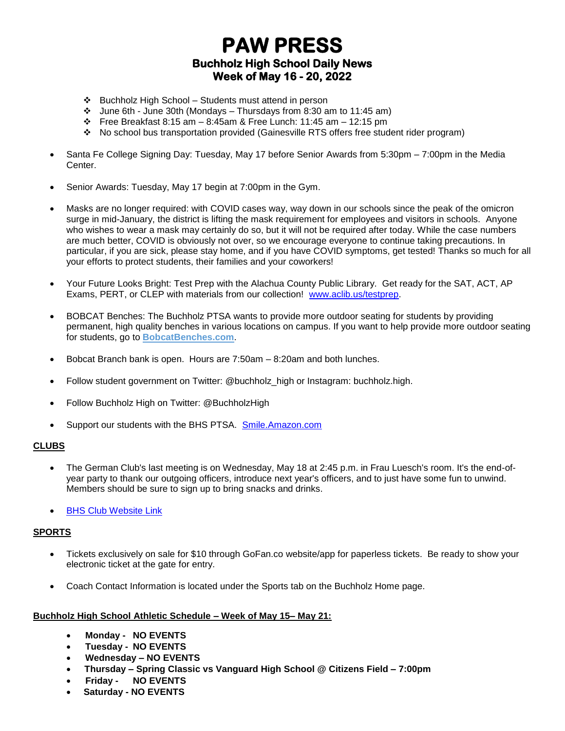# PAW PRESS

## Buchholz High School Daily News
## Week of May 16 - 20, 2022

- Buchholz High School – Students must attend in person
- June 6th - June 30th (Mondays – Thursdays from 8:30 am to 11:45 am)
- Free Breakfast 8:15 am – 8:45am & Free Lunch: 11:45 am – 12:15 pm
- No school bus transportation provided (Gainesville RTS offers free student rider program)

- Santa Fe College Signing Day: Tuesday, May 17 before Senior Awards from 5:30pm – 7:00pm in the Media Center.
- Senior Awards: Tuesday, May 17 begin at 7:00pm in the Gym.
- Masks are no longer required: with COVID cases way, way down in our schools since the peak of the omicron surge in mid-January, the district is lifting the mask requirement for employees and visitors in schools. Anyone who wishes to wear a mask may certainly do so, but it will not be required after today. While the case numbers are much better, COVID is obviously not over, so we encourage everyone to continue taking precautions. In particular, if you are sick, please stay home, and if you have COVID symptoms, get tested! Thanks so much for all your efforts to protect students, their families and your coworkers!
- Your Future Looks Bright: Test Prep with the Alachua County Public Library. Get ready for the SAT, ACT, AP Exams, PERT, or CLEP with materials from our collection! www.aclib.us/testprep.
- BOBCAT Benches: The Buchholz PTSA wants to provide more outdoor seating for students by providing permanent, high quality benches in various locations on campus. If you want to help provide more outdoor seating for students, go to **BobcatBenches.com**.
- Bobcat Branch bank is open. Hours are 7:50am – 8:20am and both lunches.
- Follow student government on Twitter: @buchholz_high or Instagram: buchholz.high.
- Follow Buchholz High on Twitter: @BuchholzHigh
- Support our students with the BHS PTSA. Smile.Amazon.com

## CLUBS

- The German Club's last meeting is on Wednesday, May 18 at 2:45 p.m. in Frau Luesch's room. It's the end-of-year party to thank our outgoing officers, introduce next year's officers, and to just have some fun to unwind. Members should be sure to sign up to bring snacks and drinks.
- BHS Club Website Link

## SPORTS

- Tickets exclusively on sale for $10 through GoFan.co website/app for paperless tickets. Be ready to show your electronic ticket at the gate for entry.
- Coach Contact Information is located under the Sports tab on the Buchholz Home page.

### Buchholz High School Athletic Schedule – Week of May 15– May 21:

- **Monday - NO EVENTS**
- **Tuesday - NO EVENTS**
- **Wednesday – NO EVENTS**
- **Thursday – Spring Classic vs Vanguard High School @ Citizens Field – 7:00pm**
- **Friday - NO EVENTS**
- **Saturday - NO EVENTS**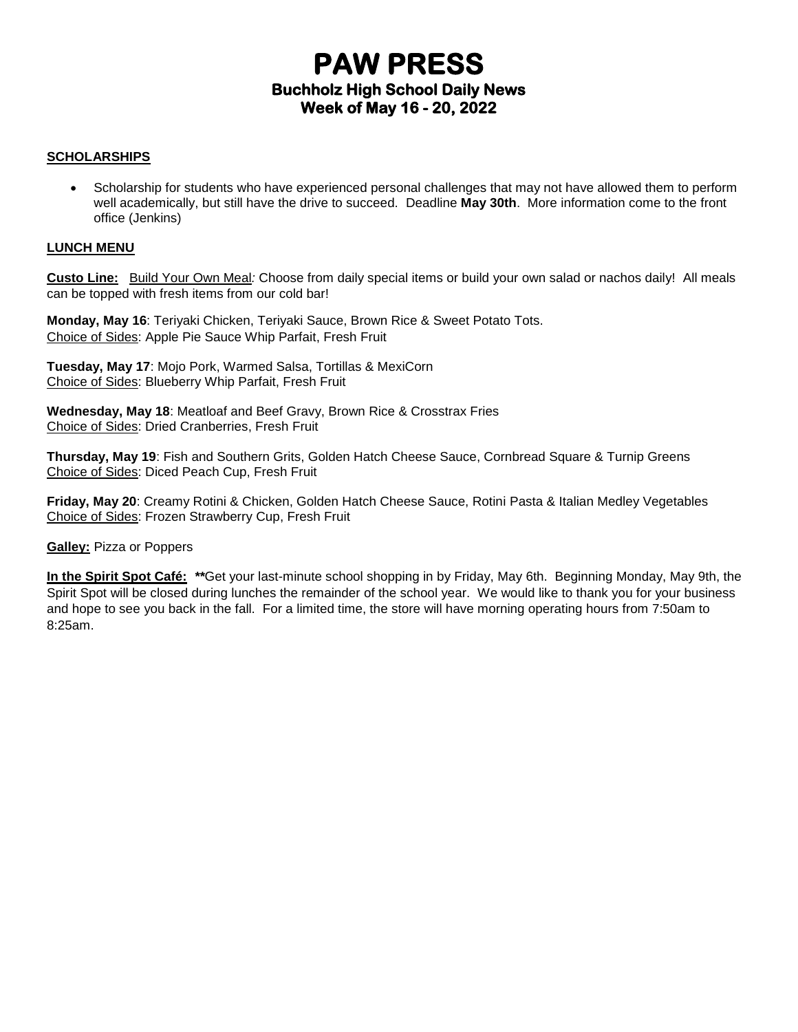# PAW PRESS

## Buchholz High School Daily News

## Week of May 16 - 20, 2022

### SCHOLARSHIPS

- Scholarship for students who have experienced personal challenges that may not have allowed them to perform well academically, but still have the drive to succeed. Deadline **May 30th**. More information come to the front office (Jenkins)

### LUNCH MENU

**Custo Line:** Build Your Own Meal*:* Choose from daily special items or build your own salad or nachos daily! All meals can be topped with fresh items from our cold bar!

**Monday, May 16**: Teriyaki Chicken, Teriyaki Sauce, Brown Rice & Sweet Potato Tots.
Choice of Sides: Apple Pie Sauce Whip Parfait, Fresh Fruit

**Tuesday, May 17**: Mojo Pork, Warmed Salsa, Tortillas & MexiCorn
Choice of Sides: Blueberry Whip Parfait, Fresh Fruit

**Wednesday, May 18**: Meatloaf and Beef Gravy, Brown Rice & Crosstrax Fries
Choice of Sides: Dried Cranberries, Fresh Fruit

**Thursday, May 19**: Fish and Southern Grits, Golden Hatch Cheese Sauce, Cornbread Square & Turnip Greens
Choice of Sides: Diced Peach Cup, Fresh Fruit

**Friday, May 20**: Creamy Rotini & Chicken, Golden Hatch Cheese Sauce, Rotini Pasta & Italian Medley Vegetables
Choice of Sides: Frozen Strawberry Cup, Fresh Fruit

**Galley:** Pizza or Poppers

**In the Spirit Spot Café:** **Get your last-minute school shopping in by Friday, May 6th. Beginning Monday, May 9th, the Spirit Spot will be closed during lunches the remainder of the school year. We would like to thank you for your business and hope to see you back in the fall. For a limited time, the store will have morning operating hours from 7:50am to 8:25am.